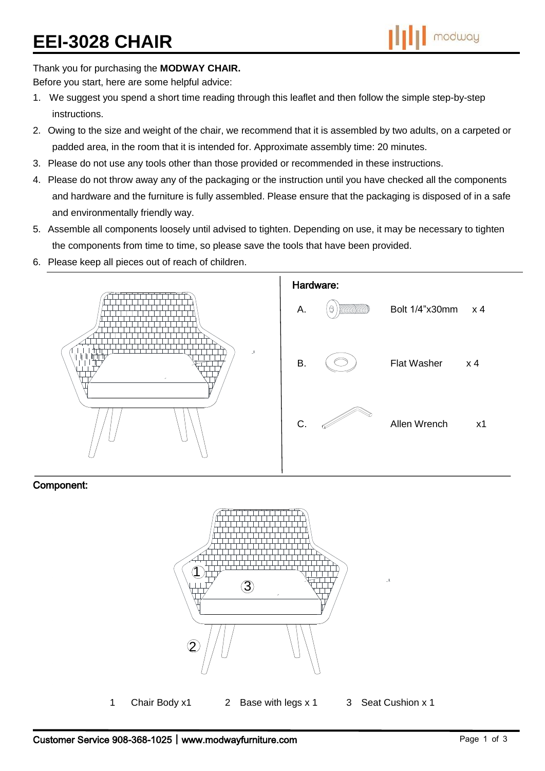# EEI-3028 CHAIR

Thank you for purchasing the **MODWAY CHAIR.**

Before you start, here are some helpful advice:

1. We suggest you spend a short time reading through this leaflet and then follow the simple step-by-step instructions.
2. Owing to the size and weight of the chair, we recommend that it is assembled by two adults, on a carpeted or padded area, in the room that it is intended for. Approximate assembly time: 20 minutes.
3. Please do not use any tools other than those provided or recommended in these instructions.
4. Please do not throw away any of the packaging or the instruction until you have checked all the components and hardware and the furniture is fully assembled. Please ensure that the packaging is disposed of in a safe and environmentally friendly way.
5. Assemble all components loosely until advised to tighten. Depending on use, it may be necessary to tighten the components from time to time, so please save the tools that have been provided.
6. Please keep all pieces out of reach of children.

## Hardware:

| | Item | Qty |
|---|---|---|
| A. | Bolt 1/4”x30mm | x 4 |
| B. | Flat Washer | x 4 |
| C. | Allen Wrench | x1 |

## Component:

1 Chair Body x1    2 Base with legs x 1    3 Seat Cushion x 1

Customer Service 908-368-1025 | www.modwayfurniture.com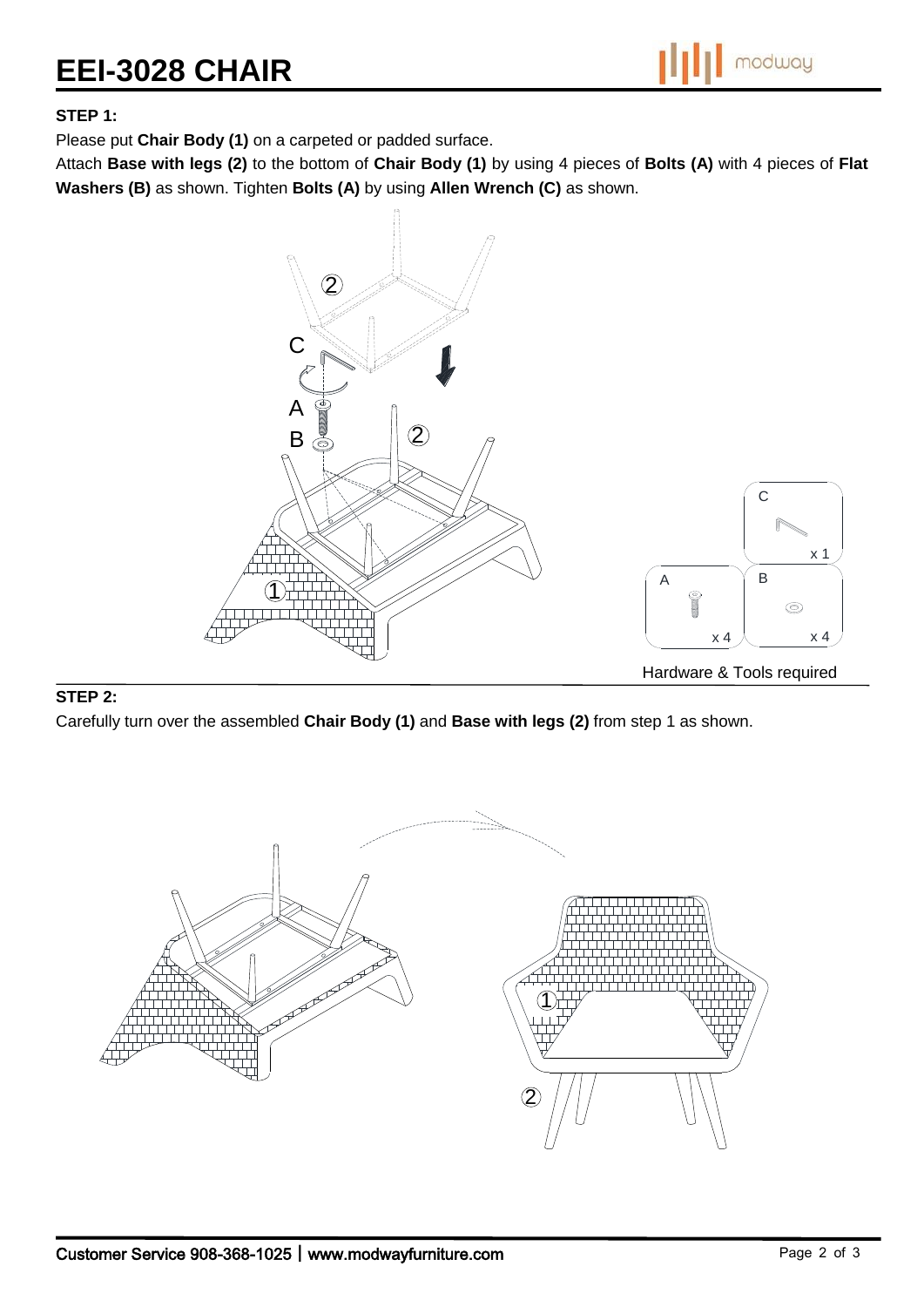# EEI-3028 CHAIR

**STEP 1:**

Please put **Chair Body (1)** on a carpeted or padded surface.

Attach **Base with legs (2)** to the bottom of **Chair Body (1)** by using 4 pieces of **Bolts (A)** with 4 pieces of **Flat Washers (B)** as shown. Tighten **Bolts (A)** by using **Allen Wrench (C)** as shown.

Hardware & Tools required

| Part | Quantity |
| --- | --- |
| A | x 4 |
| B | x 4 |
| C | x 1 |

**STEP 2:**

Carefully turn over the assembled **Chair Body (1)** and **Base with legs (2)** from step 1 as shown.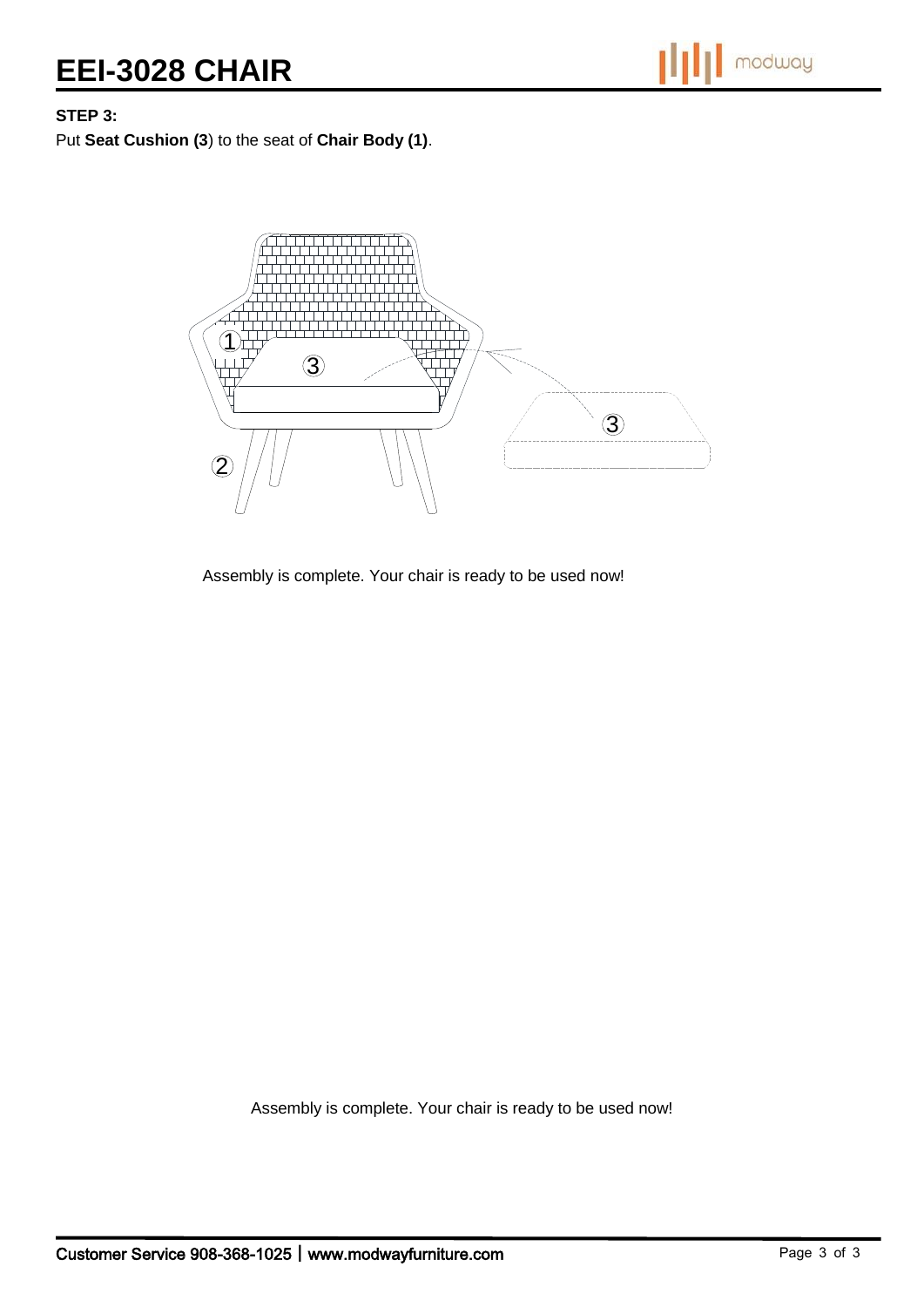# EEI-3028 CHAIR

**STEP 3:**

Put **Seat Cushion (3**) to the seat of **Chair Body (1)**.

1

3

3

2

Assembly is complete. Your chair is ready to be used now!

Assembly is complete. Your chair is ready to be used now!

Customer Service 908-368-1025 | www.modwayfurniture.com